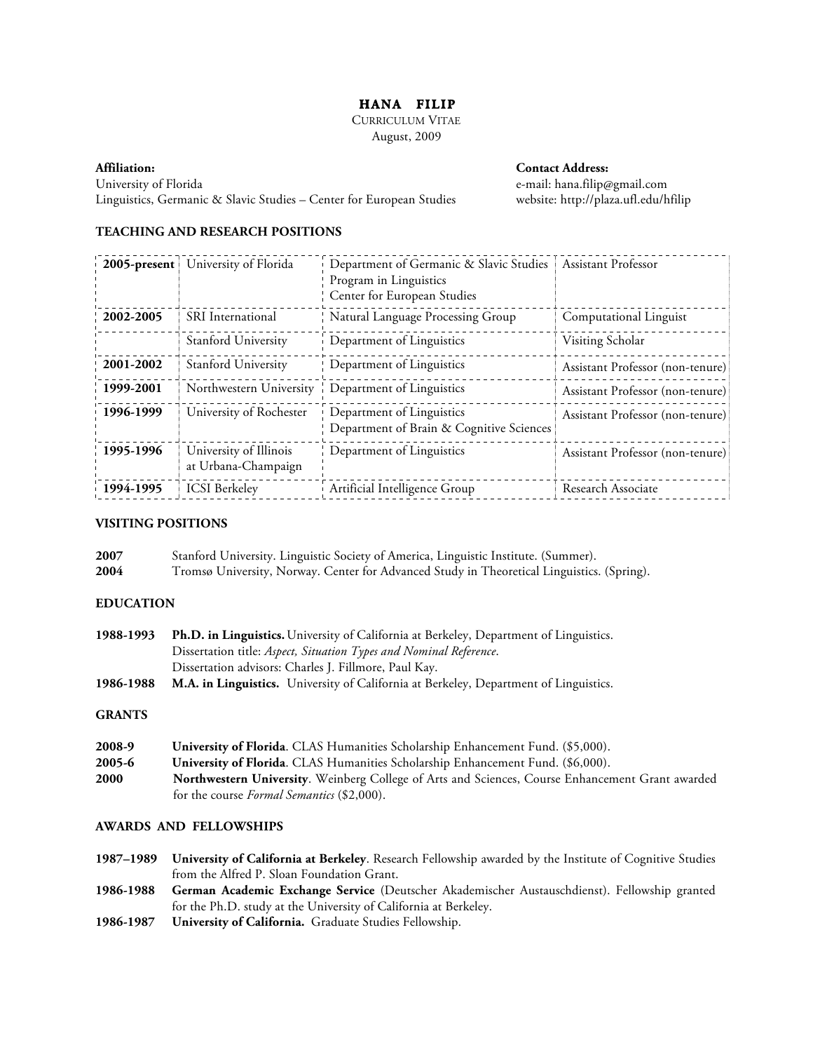# HANA FILIP

CURRICULUM VITAE
August, 2009

**Affiliation:**
University of Florida
Linguistics, Germanic & Slavic Studies – Center for European Studies

**Contact Address:**
e-mail: hana.filip@gmail.com
website: http://plaza.ufl.edu/hfilip

## TEACHING AND RESEARCH POSITIONS

| | | | |
|---|---|---|---|
| **2005-present** | University of Florida | Department of Germanic & Slavic Studies<br>Program in Linguistics<br>Center for European Studies | Assistant Professor |
| **2002-2005** | SRI International | Natural Language Processing Group | Computational Linguist |
| | Stanford University | Department of Linguistics | Visiting Scholar |
| **2001-2002** | Stanford University | Department of Linguistics | Assistant Professor (non-tenure) |
| **1999-2001** | Northwestern University | Department of Linguistics | Assistant Professor (non-tenure) |
| **1996-1999** | University of Rochester | Department of Linguistics<br>Department of Brain & Cognitive Sciences | Assistant Professor (non-tenure) |
| **1995-1996** | University of Illinois at Urbana-Champaign | Department of Linguistics | Assistant Professor (non-tenure) |
| **1994-1995** | ICSI Berkeley | Artificial Intelligence Group | Research Associate |

## VISITING POSITIONS

**2007** Stanford University. Linguistic Society of America, Linguistic Institute. (Summer).
**2004** Tromsø University, Norway. Center for Advanced Study in Theoretical Linguistics. (Spring).

## EDUCATION

**1988-1993** **Ph.D. in Linguistics.** University of California at Berkeley, Department of Linguistics.
Dissertation title: *Aspect, Situation Types and Nominal Reference*.
Dissertation advisors: Charles J. Fillmore, Paul Kay.

**1986-1988** **M.A. in Linguistics.** University of California at Berkeley, Department of Linguistics.

## GRANTS

**2008-9** **University of Florida**. CLAS Humanities Scholarship Enhancement Fund. ($5,000).
**2005-6** **University of Florida**. CLAS Humanities Scholarship Enhancement Fund. ($6,000).
**2000** **Northwestern University**. Weinberg College of Arts and Sciences, Course Enhancement Grant awarded for the course *Formal Semantics* ($2,000).

## AWARDS AND FELLOWSHIPS

**1987–1989** **University of California at Berkeley**. Research Fellowship awarded by the Institute of Cognitive Studies from the Alfred P. Sloan Foundation Grant.
**1986-1988** **German Academic Exchange Service** (Deutscher Akademischer Austauschdienst). Fellowship granted for the Ph.D. study at the University of California at Berkeley.
**1986-1987** **University of California.** Graduate Studies Fellowship.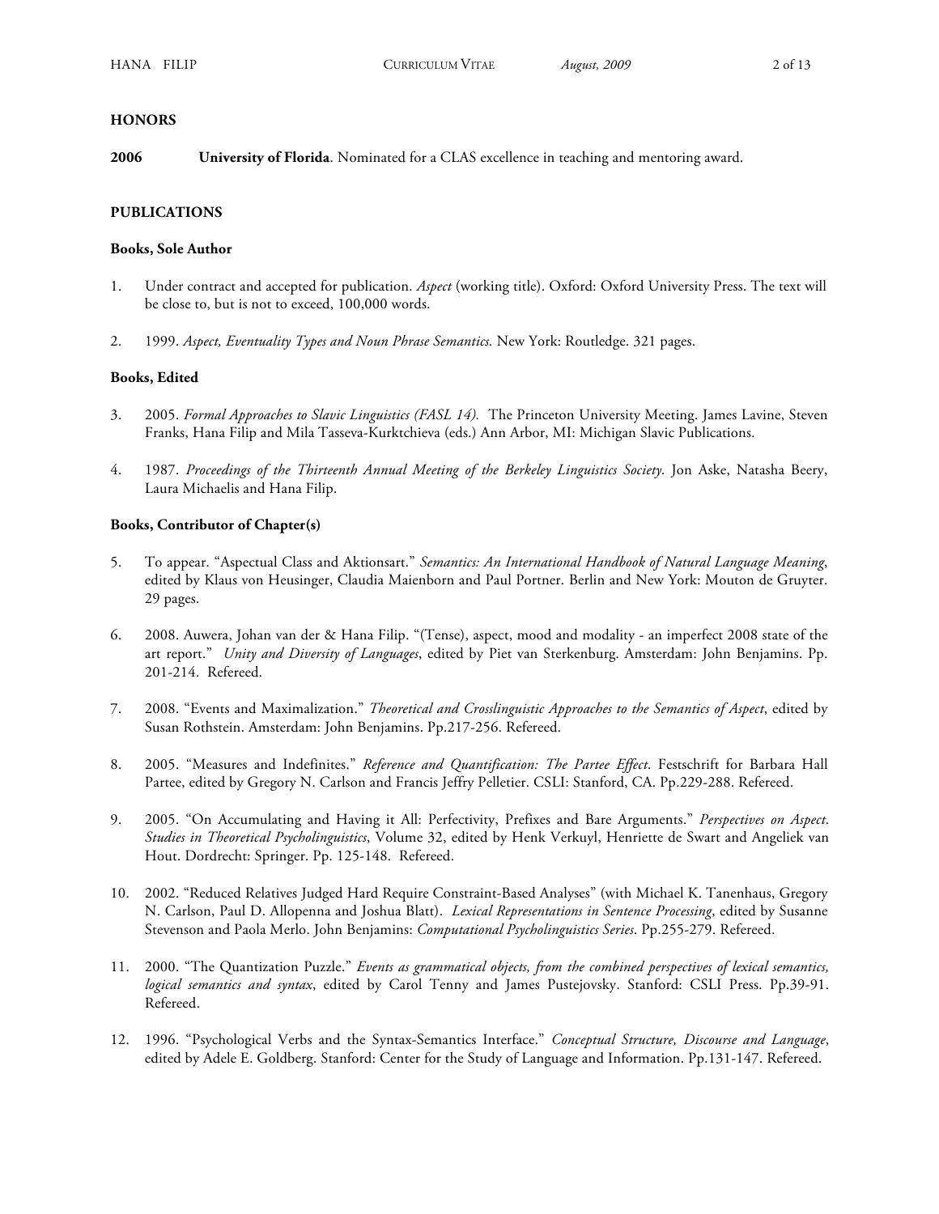## HONORS

**2006** **University of Florida**. Nominated for a CLAS excellence in teaching and mentoring award.

## PUBLICATIONS

### Books, Sole Author

1. Under contract and accepted for publication. *Aspect* (working title). Oxford: Oxford University Press. The text will be close to, but is not to exceed, 100,000 words.

2. 1999. *Aspect, Eventuality Types and Noun Phrase Semantics.* New York: Routledge. 321 pages.

### Books, Edited

3. 2005. *Formal Approaches to Slavic Linguistics (FASL 14).* The Princeton University Meeting. James Lavine, Steven Franks, Hana Filip and Mila Tasseva-Kurktchieva (eds.) Ann Arbor, MI: Michigan Slavic Publications.

4. 1987. *Proceedings of the Thirteenth Annual Meeting of the Berkeley Linguistics Society*. Jon Aske, Natasha Beery, Laura Michaelis and Hana Filip.

### Books, Contributor of Chapter(s)

5. To appear. "Aspectual Class and Aktionsart." *Semantics: An International Handbook of Natural Language Meaning*, edited by Klaus von Heusinger, Claudia Maienborn and Paul Portner. Berlin and New York: Mouton de Gruyter. 29 pages.

6. 2008. Auwera, Johan van der & Hana Filip. "(Tense), aspect, mood and modality - an imperfect 2008 state of the art report." *Unity and Diversity of Languages*, edited by Piet van Sterkenburg. Amsterdam: John Benjamins. Pp. 201-214. Refereed.

7. 2008. "Events and Maximalization." *Theoretical and Crosslinguistic Approaches to the Semantics of Aspect*, edited by Susan Rothstein. Amsterdam: John Benjamins. Pp.217-256. Refereed.

8. 2005. "Measures and Indefinites." *Reference and Quantification: The Partee Effect*. Festschrift for Barbara Hall Partee, edited by Gregory N. Carlson and Francis Jeffry Pelletier. CSLI: Stanford, CA. Pp.229-288. Refereed.

9. 2005. "On Accumulating and Having it All: Perfectivity, Prefixes and Bare Arguments." *Perspectives on Aspect*. *Studies in Theoretical Psycholinguistics*, Volume 32, edited by Henk Verkuyl, Henriette de Swart and Angeliek van Hout. Dordrecht: Springer. Pp. 125-148. Refereed.

10. 2002. "Reduced Relatives Judged Hard Require Constraint-Based Analyses" (with Michael K. Tanenhaus, Gregory N. Carlson, Paul D. Allopenna and Joshua Blatt). *Lexical Representations in Sentence Processing*, edited by Susanne Stevenson and Paola Merlo. John Benjamins: *Computational Psycholinguistics Series*. Pp.255-279. Refereed.

11. 2000. "The Quantization Puzzle." *Events as grammatical objects, from the combined perspectives of lexical semantics, logical semantics and syntax*, edited by Carol Tenny and James Pustejovsky. Stanford: CSLI Press. Pp.39-91. Refereed.

12. 1996. "Psychological Verbs and the Syntax-Semantics Interface." *Conceptual Structure, Discourse and Language*, edited by Adele E. Goldberg. Stanford: Center for the Study of Language and Information. Pp.131-147. Refereed.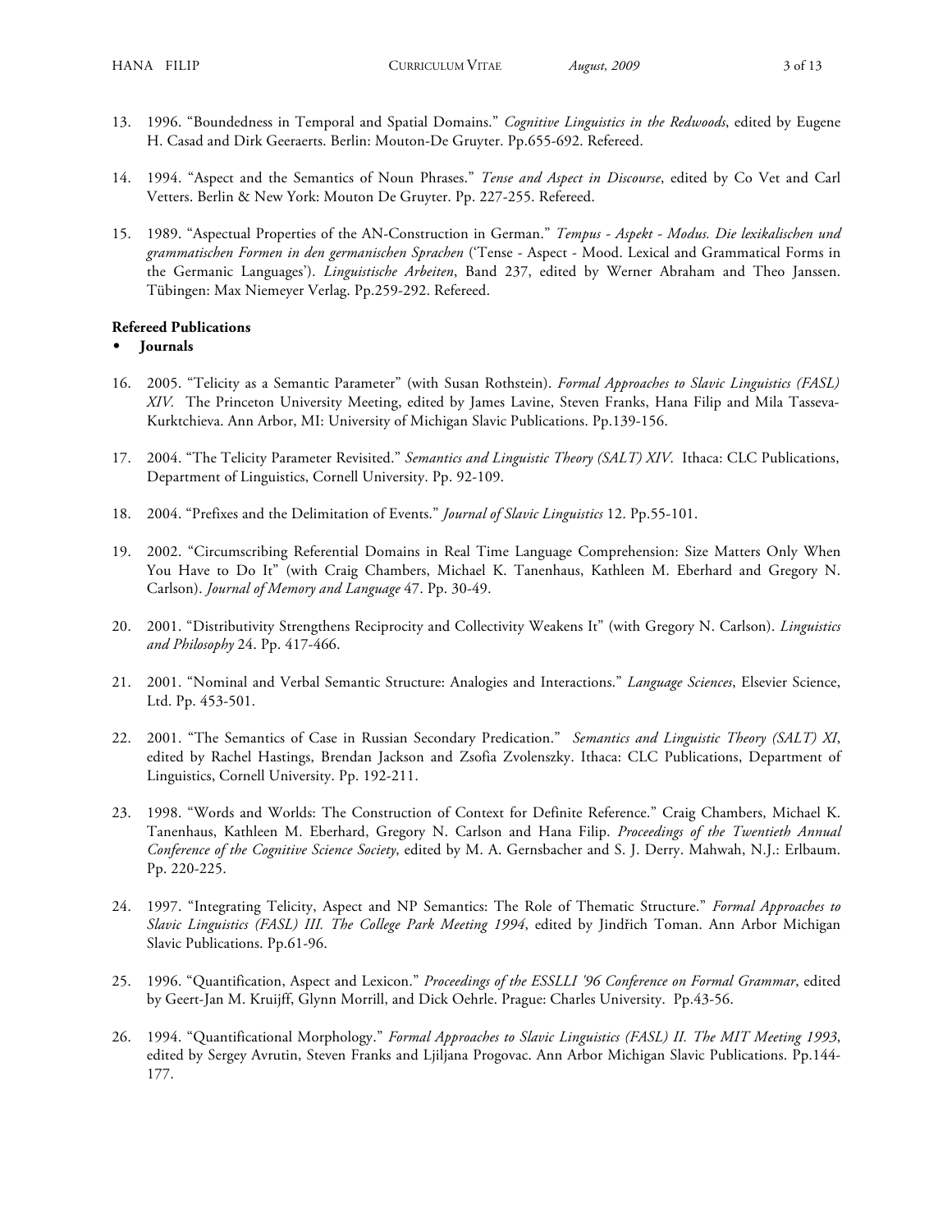13. 1996. "Boundedness in Temporal and Spatial Domains." *Cognitive Linguistics in the Redwoods*, edited by Eugene H. Casad and Dirk Geeraerts. Berlin: Mouton-De Gruyter. Pp.655-692. Refereed.

14. 1994. "Aspect and the Semantics of Noun Phrases." *Tense and Aspect in Discourse*, edited by Co Vet and Carl Vetters. Berlin & New York: Mouton De Gruyter. Pp. 227-255. Refereed.

15. 1989. "Aspectual Properties of the AN-Construction in German." *Tempus - Aspekt - Modus. Die lexikalischen und grammatischen Formen in den germanischen Sprachen* ('Tense - Aspect - Mood. Lexical and Grammatical Forms in the Germanic Languages'). *Linguistische Arbeiten*, Band 237, edited by Werner Abraham and Theo Janssen. Tübingen: Max Niemeyer Verlag. Pp.259-292. Refereed.

**Refereed Publications**

- **Journals**

16. 2005. "Telicity as a Semantic Parameter" (with Susan Rothstein). *Formal Approaches to Slavic Linguistics (FASL) XIV.* The Princeton University Meeting, edited by James Lavine, Steven Franks, Hana Filip and Mila Tasseva-Kurktchieva. Ann Arbor, MI: University of Michigan Slavic Publications. Pp.139-156.

17. 2004. "The Telicity Parameter Revisited." *Semantics and Linguistic Theory (SALT) XIV*. Ithaca: CLC Publications, Department of Linguistics, Cornell University. Pp. 92-109.

18. 2004. "Prefixes and the Delimitation of Events." *Journal of Slavic Linguistics* 12. Pp.55-101.

19. 2002. "Circumscribing Referential Domains in Real Time Language Comprehension: Size Matters Only When You Have to Do It" (with Craig Chambers, Michael K. Tanenhaus, Kathleen M. Eberhard and Gregory N. Carlson). *Journal of Memory and Language* 47. Pp. 30-49.

20. 2001. "Distributivity Strengthens Reciprocity and Collectivity Weakens It" (with Gregory N. Carlson). *Linguistics and Philosophy* 24. Pp. 417-466.

21. 2001. "Nominal and Verbal Semantic Structure: Analogies and Interactions." *Language Sciences*, Elsevier Science, Ltd. Pp. 453-501.

22. 2001. "The Semantics of Case in Russian Secondary Predication." *Semantics and Linguistic Theory (SALT) XI*, edited by Rachel Hastings, Brendan Jackson and Zsofia Zvolenszky. Ithaca: CLC Publications, Department of Linguistics, Cornell University. Pp. 192-211.

23. 1998. "Words and Worlds: The Construction of Context for Definite Reference." Craig Chambers, Michael K. Tanenhaus, Kathleen M. Eberhard, Gregory N. Carlson and Hana Filip. *Proceedings of the Twentieth Annual Conference of the Cognitive Science Society*, edited by M. A. Gernsbacher and S. J. Derry. Mahwah, N.J.: Erlbaum. Pp. 220-225.

24. 1997. "Integrating Telicity, Aspect and NP Semantics: The Role of Thematic Structure." *Formal Approaches to Slavic Linguistics (FASL) III. The College Park Meeting 1994*, edited by Jindřich Toman. Ann Arbor Michigan Slavic Publications. Pp.61-96.

25. 1996. "Quantification, Aspect and Lexicon." *Proceedings of the ESSLLI '96 Conference on Formal Grammar*, edited by Geert-Jan M. Kruijff, Glynn Morrill, and Dick Oehrle. Prague: Charles University. Pp.43-56.

26. 1994. "Quantificational Morphology." *Formal Approaches to Slavic Linguistics (FASL) II. The MIT Meeting 1993*, edited by Sergey Avrutin, Steven Franks and Ljiljana Progovac. Ann Arbor Michigan Slavic Publications. Pp.144-177.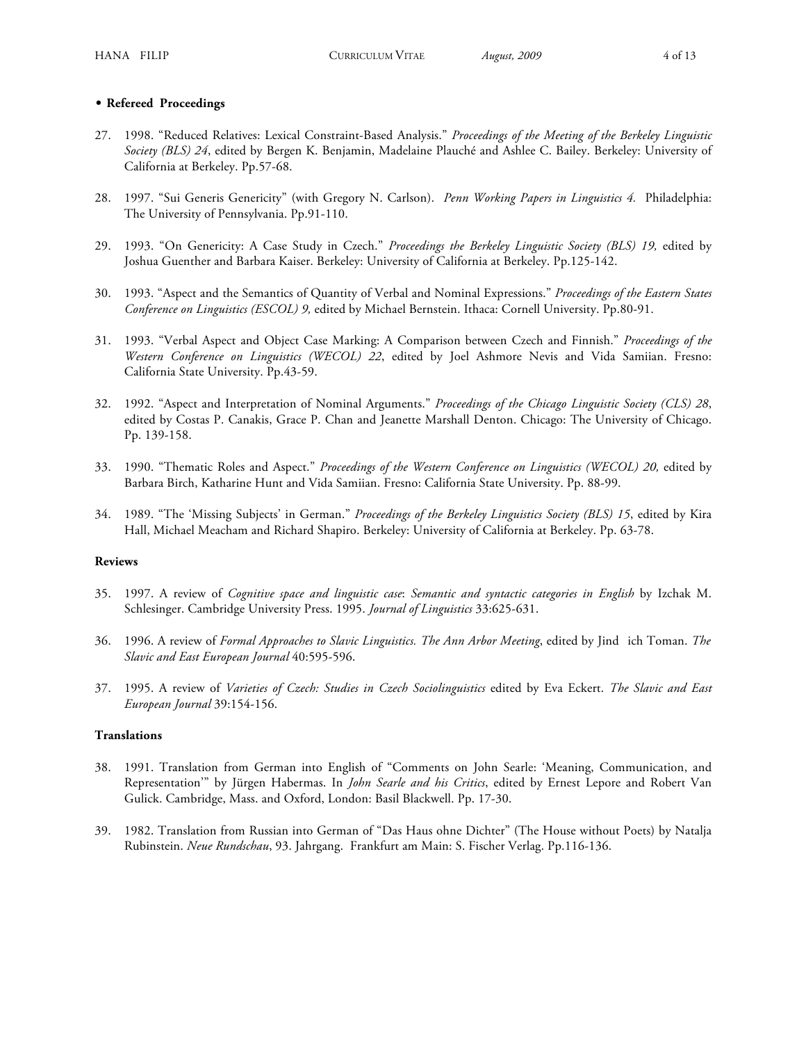**• Refereed Proceedings**

27. 1998. "Reduced Relatives: Lexical Constraint-Based Analysis." *Proceedings of the Meeting of the Berkeley Linguistic Society (BLS) 24*, edited by Bergen K. Benjamin, Madelaine Plauché and Ashlee C. Bailey. Berkeley: University of California at Berkeley. Pp.57-68.

28. 1997. "Sui Generis Genericity" (with Gregory N. Carlson). *Penn Working Papers in Linguistics 4.* Philadelphia: The University of Pennsylvania. Pp.91-110.

29. 1993. "On Genericity: A Case Study in Czech." *Proceedings the Berkeley Linguistic Society (BLS) 19,* edited by Joshua Guenther and Barbara Kaiser. Berkeley: University of California at Berkeley. Pp.125-142.

30. 1993. "Aspect and the Semantics of Quantity of Verbal and Nominal Expressions." *Proceedings of the Eastern States Conference on Linguistics (ESCOL) 9,* edited by Michael Bernstein. Ithaca: Cornell University. Pp.80-91.

31. 1993. "Verbal Aspect and Object Case Marking: A Comparison between Czech and Finnish." *Proceedings of the Western Conference on Linguistics (WECOL) 22*, edited by Joel Ashmore Nevis and Vida Samiian. Fresno: California State University. Pp.43-59.

32. 1992. "Aspect and Interpretation of Nominal Arguments." *Proceedings of the Chicago Linguistic Society (CLS) 28*, edited by Costas P. Canakis, Grace P. Chan and Jeanette Marshall Denton. Chicago: The University of Chicago. Pp. 139-158.

33. 1990. "Thematic Roles and Aspect." *Proceedings of the Western Conference on Linguistics (WECOL) 20,* edited by Barbara Birch, Katharine Hunt and Vida Samiian. Fresno: California State University. Pp. 88-99.

34. 1989. "The 'Missing Subjects' in German." *Proceedings of the Berkeley Linguistics Society (BLS) 15*, edited by Kira Hall, Michael Meacham and Richard Shapiro. Berkeley: University of California at Berkeley. Pp. 63-78.

**Reviews**

35. 1997. A review of *Cognitive space and linguistic case*: *Semantic and syntactic categories in English* by Izchak M. Schlesinger. Cambridge University Press. 1995. *Journal of Linguistics* 33:625-631.

36. 1996. A review of *Formal Approaches to Slavic Linguistics. The Ann Arbor Meeting*, edited by Jind ich Toman. *The Slavic and East European Journal* 40:595-596.

37. 1995. A review of *Varieties of Czech: Studies in Czech Sociolinguistics* edited by Eva Eckert. *The Slavic and East European Journal* 39:154-156.

**Translations**

38. 1991. Translation from German into English of "Comments on John Searle: 'Meaning, Communication, and Representation'" by Jürgen Habermas. In *John Searle and his Critics*, edited by Ernest Lepore and Robert Van Gulick. Cambridge, Mass. and Oxford, London: Basil Blackwell. Pp. 17-30.

39. 1982. Translation from Russian into German of "Das Haus ohne Dichter" (The House without Poets) by Natalja Rubinstein. *Neue Rundschau*, 93. Jahrgang. Frankfurt am Main: S. Fischer Verlag. Pp.116-136.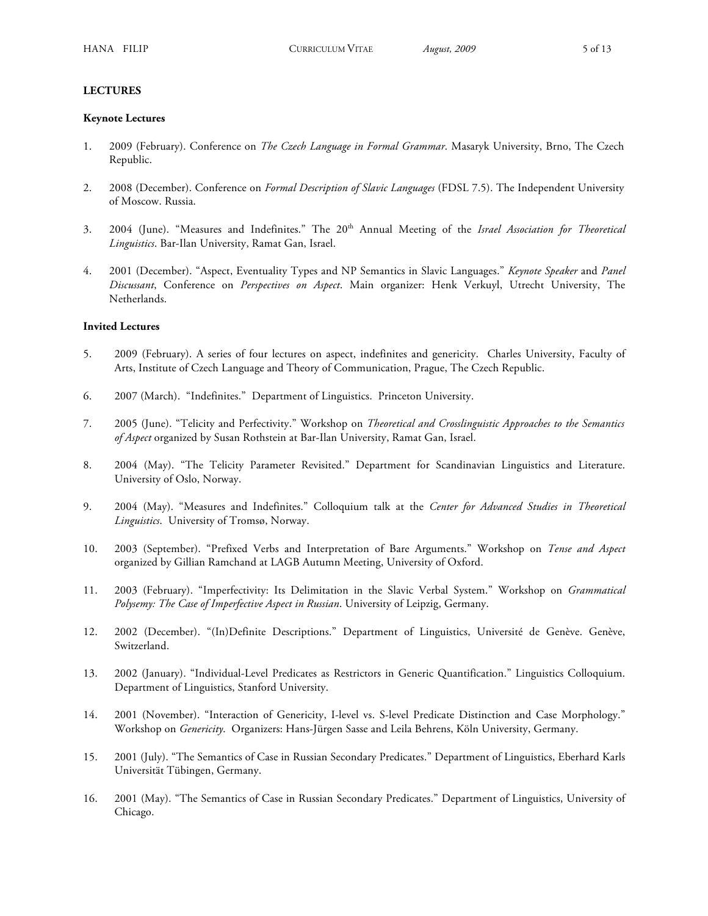**LECTURES**

**Keynote Lectures**

1. 2009 (February). Conference on *The Czech Language in Formal Grammar*. Masaryk University, Brno, The Czech Republic.

2. 2008 (December). Conference on *Formal Description of Slavic Languages* (FDSL 7.5). The Independent University of Moscow. Russia.

3. 2004 (June). "Measures and Indefinites." The 20th Annual Meeting of the *Israel Association for Theoretical Linguistics*. Bar-Ilan University, Ramat Gan, Israel.

4. 2001 (December). "Aspect, Eventuality Types and NP Semantics in Slavic Languages." *Keynote Speaker* and *Panel Discussant*, Conference on *Perspectives on Aspect*. Main organizer: Henk Verkuyl, Utrecht University, The Netherlands.

**Invited Lectures**

5. 2009 (February). A series of four lectures on aspect, indefinites and genericity. Charles University, Faculty of Arts, Institute of Czech Language and Theory of Communication, Prague, The Czech Republic.

6. 2007 (March). "Indefinites." Department of Linguistics. Princeton University.

7. 2005 (June). "Telicity and Perfectivity." Workshop on *Theoretical and Crosslinguistic Approaches to the Semantics of Aspect* organized by Susan Rothstein at Bar-Ilan University, Ramat Gan, Israel.

8. 2004 (May). "The Telicity Parameter Revisited." Department for Scandinavian Linguistics and Literature. University of Oslo, Norway.

9. 2004 (May). "Measures and Indefinites." Colloquium talk at the *Center for Advanced Studies in Theoretical Linguistics*. University of Tromsø, Norway.

10. 2003 (September). "Prefixed Verbs and Interpretation of Bare Arguments." Workshop on *Tense and Aspect* organized by Gillian Ramchand at LAGB Autumn Meeting, University of Oxford.

11. 2003 (February). "Imperfectivity: Its Delimitation in the Slavic Verbal System." Workshop on *Grammatical Polysemy: The Case of Imperfective Aspect in Russian*. University of Leipzig, Germany.

12. 2002 (December). "(In)Definite Descriptions." Department of Linguistics, Université de Genève. Genève, Switzerland.

13. 2002 (January). "Individual-Level Predicates as Restrictors in Generic Quantification." Linguistics Colloquium. Department of Linguistics, Stanford University.

14. 2001 (November). "Interaction of Genericity, I-level vs. S-level Predicate Distinction and Case Morphology." Workshop on *Genericity*. Organizers: Hans-Jürgen Sasse and Leila Behrens, Köln University, Germany.

15. 2001 (July). "The Semantics of Case in Russian Secondary Predicates." Department of Linguistics, Eberhard Karls Universität Tübingen, Germany.

16. 2001 (May). "The Semantics of Case in Russian Secondary Predicates." Department of Linguistics, University of Chicago.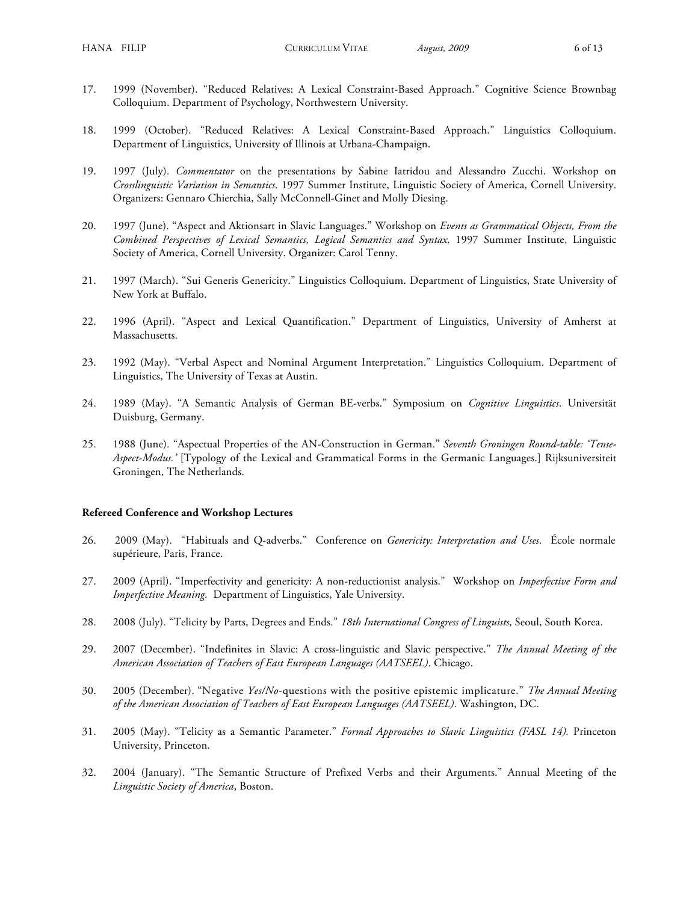17. 1999 (November). "Reduced Relatives: A Lexical Constraint-Based Approach." Cognitive Science Brownbag Colloquium. Department of Psychology, Northwestern University.

18. 1999 (October). "Reduced Relatives: A Lexical Constraint-Based Approach." Linguistics Colloquium. Department of Linguistics, University of Illinois at Urbana-Champaign.

19. 1997 (July). *Commentator* on the presentations by Sabine Iatridou and Alessandro Zucchi. Workshop on *Crosslinguistic Variation in Semantics*. 1997 Summer Institute, Linguistic Society of America, Cornell University. Organizers: Gennaro Chierchia, Sally McConnell-Ginet and Molly Diesing.

20. 1997 (June). "Aspect and Aktionsart in Slavic Languages." Workshop on *Events as Grammatical Objects, From the Combined Perspectives of Lexical Semantics, Logical Semantics and Syntax*. 1997 Summer Institute, Linguistic Society of America, Cornell University. Organizer: Carol Tenny.

21. 1997 (March). "Sui Generis Genericity." Linguistics Colloquium. Department of Linguistics, State University of New York at Buffalo.

22. 1996 (April). "Aspect and Lexical Quantification." Department of Linguistics, University of Amherst at Massachusetts.

23. 1992 (May). "Verbal Aspect and Nominal Argument Interpretation." Linguistics Colloquium. Department of Linguistics, The University of Texas at Austin.

24. 1989 (May). "A Semantic Analysis of German BE-verbs." Symposium on *Cognitive Linguistics*. Universität Duisburg, Germany.

25. 1988 (June). "Aspectual Properties of the AN-Construction in German." *Seventh Groningen Round-table: 'Tense-Aspect-Modus.'* [Typology of the Lexical and Grammatical Forms in the Germanic Languages.] Rijksuniversiteit Groningen, The Netherlands.

**Refereed Conference and Workshop Lectures**

26. 2009 (May). "Habituals and Q-adverbs." Conference on *Genericity: Interpretation and Uses*. École normale supérieure, Paris, France.

27. 2009 (April). "Imperfectivity and genericity: A non-reductionist analysis." Workshop on *Imperfective Form and Imperfective Meaning*. Department of Linguistics, Yale University.

28. 2008 (July). "Telicity by Parts, Degrees and Ends." *18th International Congress of Linguists*, Seoul, South Korea.

29. 2007 (December). "Indefinites in Slavic: A cross-linguistic and Slavic perspective." *The Annual Meeting of the American Association of Teachers of East European Languages (AATSEEL)*. Chicago.

30. 2005 (December). "Negative *Yes/No*-questions with the positive epistemic implicature." *The Annual Meeting of the American Association of Teachers of East European Languages (AATSEEL)*. Washington, DC.

31. 2005 (May). "Telicity as a Semantic Parameter." *Formal Approaches to Slavic Linguistics (FASL 14).* Princeton University, Princeton.

32. 2004 (January). "The Semantic Structure of Prefixed Verbs and their Arguments." Annual Meeting of the *Linguistic Society of America*, Boston.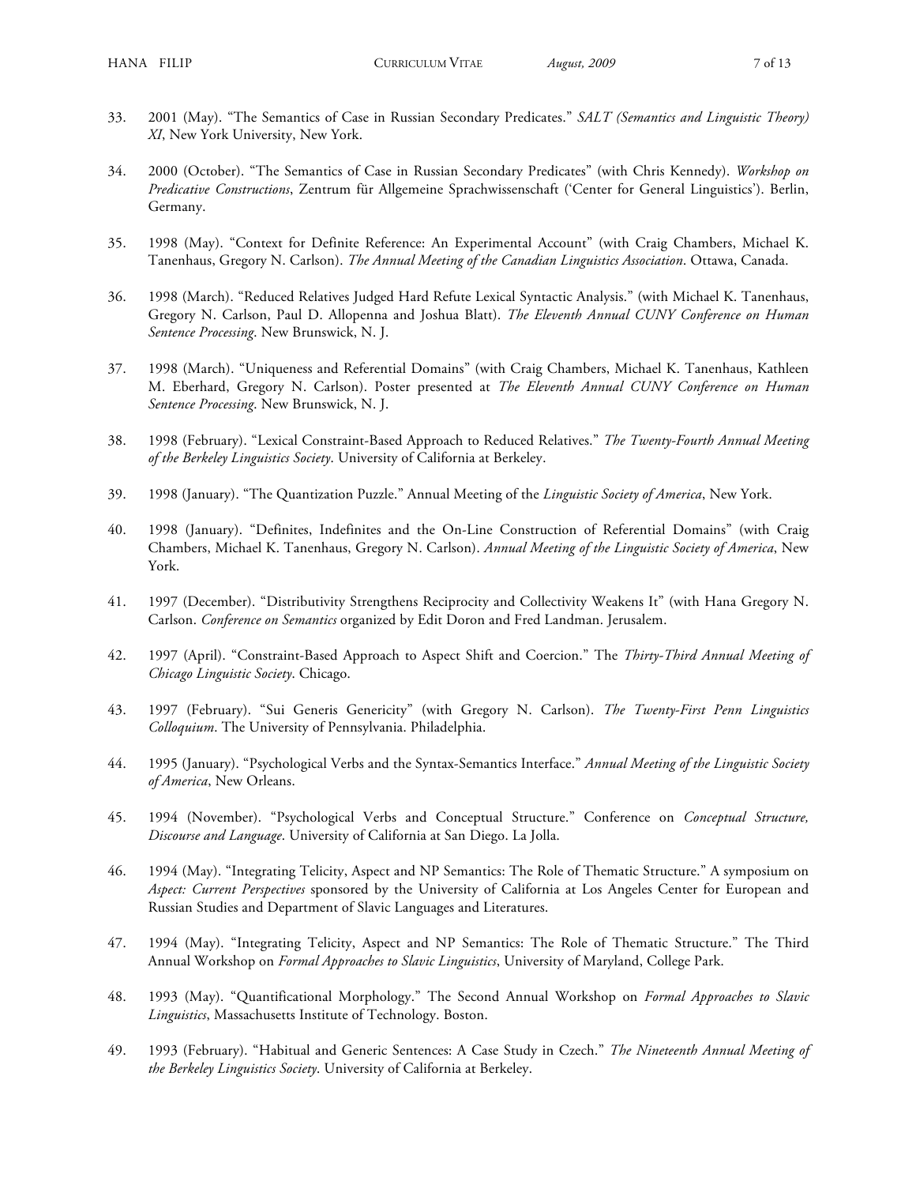33. 2001 (May). "The Semantics of Case in Russian Secondary Predicates." *SALT (Semantics and Linguistic Theory) XI*, New York University, New York.

34. 2000 (October). "The Semantics of Case in Russian Secondary Predicates" (with Chris Kennedy). *Workshop on Predicative Constructions*, Zentrum für Allgemeine Sprachwissenschaft ('Center for General Linguistics'). Berlin, Germany.

35. 1998 (May). "Context for Definite Reference: An Experimental Account" (with Craig Chambers, Michael K. Tanenhaus, Gregory N. Carlson). *The Annual Meeting of the Canadian Linguistics Association*. Ottawa, Canada.

36. 1998 (March). "Reduced Relatives Judged Hard Refute Lexical Syntactic Analysis." (with Michael K. Tanenhaus, Gregory N. Carlson, Paul D. Allopenna and Joshua Blatt). *The Eleventh Annual CUNY Conference on Human Sentence Processing*. New Brunswick, N. J.

37. 1998 (March). "Uniqueness and Referential Domains" (with Craig Chambers, Michael K. Tanenhaus, Kathleen M. Eberhard, Gregory N. Carlson). Poster presented at *The Eleventh Annual CUNY Conference on Human Sentence Processing*. New Brunswick, N. J.

38. 1998 (February). "Lexical Constraint-Based Approach to Reduced Relatives." *The Twenty-Fourth Annual Meeting of the Berkeley Linguistics Society*. University of California at Berkeley.

39. 1998 (January). "The Quantization Puzzle." Annual Meeting of the *Linguistic Society of America*, New York.

40. 1998 (January). "Definites, Indefinites and the On-Line Construction of Referential Domains" (with Craig Chambers, Michael K. Tanenhaus, Gregory N. Carlson). *Annual Meeting of the Linguistic Society of America*, New York.

41. 1997 (December). "Distributivity Strengthens Reciprocity and Collectivity Weakens It" (with Hana Gregory N. Carlson. *Conference on Semantics* organized by Edit Doron and Fred Landman. Jerusalem.

42. 1997 (April). "Constraint-Based Approach to Aspect Shift and Coercion." The *Thirty-Third Annual Meeting of Chicago Linguistic Society*. Chicago.

43. 1997 (February). "Sui Generis Genericity" (with Gregory N. Carlson). *The Twenty-First Penn Linguistics Colloquium*. The University of Pennsylvania. Philadelphia.

44. 1995 (January). "Psychological Verbs and the Syntax-Semantics Interface." *Annual Meeting of the Linguistic Society of America*, New Orleans.

45. 1994 (November). "Psychological Verbs and Conceptual Structure." Conference on *Conceptual Structure, Discourse and Language*. University of California at San Diego. La Jolla.

46. 1994 (May). "Integrating Telicity, Aspect and NP Semantics: The Role of Thematic Structure." A symposium on *Aspect: Current Perspectives* sponsored by the University of California at Los Angeles Center for European and Russian Studies and Department of Slavic Languages and Literatures.

47. 1994 (May). "Integrating Telicity, Aspect and NP Semantics: The Role of Thematic Structure." The Third Annual Workshop on *Formal Approaches to Slavic Linguistics*, University of Maryland, College Park.

48. 1993 (May). "Quantificational Morphology." The Second Annual Workshop on *Formal Approaches to Slavic Linguistics*, Massachusetts Institute of Technology. Boston.

49. 1993 (February). "Habitual and Generic Sentences: A Case Study in Czech." *The Nineteenth Annual Meeting of the Berkeley Linguistics Society*. University of California at Berkeley.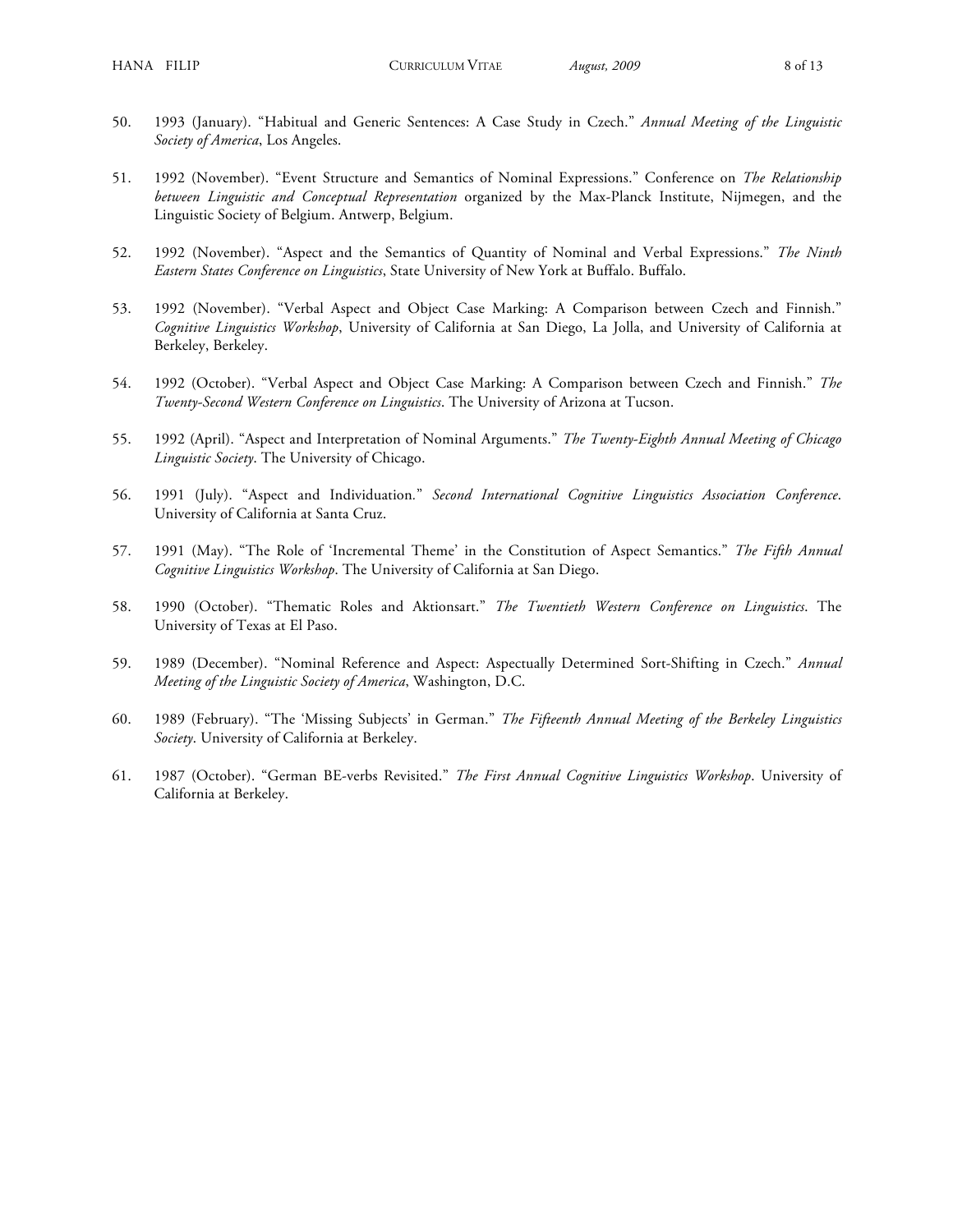50. 1993 (January). "Habitual and Generic Sentences: A Case Study in Czech." *Annual Meeting of the Linguistic Society of America*, Los Angeles.

51. 1992 (November). "Event Structure and Semantics of Nominal Expressions." Conference on *The Relationship between Linguistic and Conceptual Representation* organized by the Max-Planck Institute, Nijmegen, and the Linguistic Society of Belgium. Antwerp, Belgium.

52. 1992 (November). "Aspect and the Semantics of Quantity of Nominal and Verbal Expressions." *The Ninth Eastern States Conference on Linguistics*, State University of New York at Buffalo. Buffalo.

53. 1992 (November). "Verbal Aspect and Object Case Marking: A Comparison between Czech and Finnish." *Cognitive Linguistics Workshop*, University of California at San Diego, La Jolla, and University of California at Berkeley, Berkeley.

54. 1992 (October). "Verbal Aspect and Object Case Marking: A Comparison between Czech and Finnish." *The Twenty-Second Western Conference on Linguistics*. The University of Arizona at Tucson.

55. 1992 (April). "Aspect and Interpretation of Nominal Arguments." *The Twenty-Eighth Annual Meeting of Chicago Linguistic Society*. The University of Chicago.

56. 1991 (July). "Aspect and Individuation." *Second International Cognitive Linguistics Association Conference*. University of California at Santa Cruz.

57. 1991 (May). "The Role of 'Incremental Theme' in the Constitution of Aspect Semantics." *The Fifth Annual Cognitive Linguistics Workshop*. The University of California at San Diego.

58. 1990 (October). "Thematic Roles and Aktionsart." *The Twentieth Western Conference on Linguistics*. The University of Texas at El Paso.

59. 1989 (December). "Nominal Reference and Aspect: Aspectually Determined Sort-Shifting in Czech." *Annual Meeting of the Linguistic Society of America*, Washington, D.C.

60. 1989 (February). "The 'Missing Subjects' in German." *The Fifteenth Annual Meeting of the Berkeley Linguistics Society*. University of California at Berkeley.

61. 1987 (October). "German BE-verbs Revisited." *The First Annual Cognitive Linguistics Workshop*. University of California at Berkeley.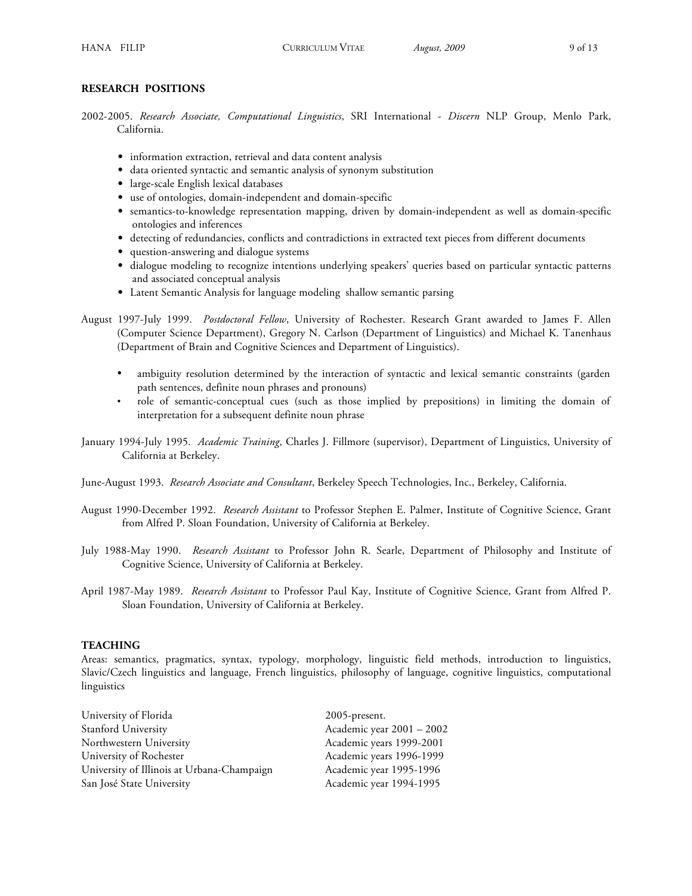## RESEARCH POSITIONS

2002-2005. *Research Associate, Computational Linguistics*, SRI International - *Discern* NLP Group, Menlo Park, California.

- information extraction, retrieval and data content analysis
- data oriented syntactic and semantic analysis of synonym substitution
- large-scale English lexical databases
- use of ontologies, domain-independent and domain-specific
- semantics-to-knowledge representation mapping, driven by domain-independent as well as domain-specific ontologies and inferences
- detecting of redundancies, conflicts and contradictions in extracted text pieces from different documents
- question-answering and dialogue systems
- dialogue modeling to recognize intentions underlying speakers' queries based on particular syntactic patterns and associated conceptual analysis
- Latent Semantic Analysis for language modeling shallow semantic parsing

August 1997-July 1999. *Postdoctoral Fellow*, University of Rochester. Research Grant awarded to James F. Allen (Computer Science Department), Gregory N. Carlson (Department of Linguistics) and Michael K. Tanenhaus (Department of Brain and Cognitive Sciences and Department of Linguistics).

- ambiguity resolution determined by the interaction of syntactic and lexical semantic constraints (garden path sentences, definite noun phrases and pronouns)
- role of semantic-conceptual cues (such as those implied by prepositions) in limiting the domain of interpretation for a subsequent definite noun phrase

January 1994-July 1995. *Academic Training*, Charles J. Fillmore (supervisor), Department of Linguistics, University of California at Berkeley.

June-August 1993. *Research Associate and Consultant*, Berkeley Speech Technologies, Inc., Berkeley, California.

August 1990-December 1992. *Research Assistant* to Professor Stephen E. Palmer, Institute of Cognitive Science, Grant from Alfred P. Sloan Foundation, University of California at Berkeley.

July 1988-May 1990. *Research Assistant* to Professor John R. Searle, Department of Philosophy and Institute of Cognitive Science, University of California at Berkeley.

April 1987-May 1989. *Research Assistant* to Professor Paul Kay, Institute of Cognitive Science, Grant from Alfred P. Sloan Foundation, University of California at Berkeley.

## TEACHING

Areas: semantics, pragmatics, syntax, typology, morphology, linguistic field methods, introduction to linguistics, Slavic/Czech linguistics and language, French linguistics, philosophy of language, cognitive linguistics, computational linguistics

| | |
|---|---|
| University of Florida | 2005-present. |
| Stanford University | Academic year 2001 – 2002 |
| Northwestern University | Academic years 1999-2001 |
| University of Rochester | Academic years 1996-1999 |
| University of Illinois at Urbana-Champaign | Academic year 1995-1996 |
| San José State University | Academic year 1994-1995 |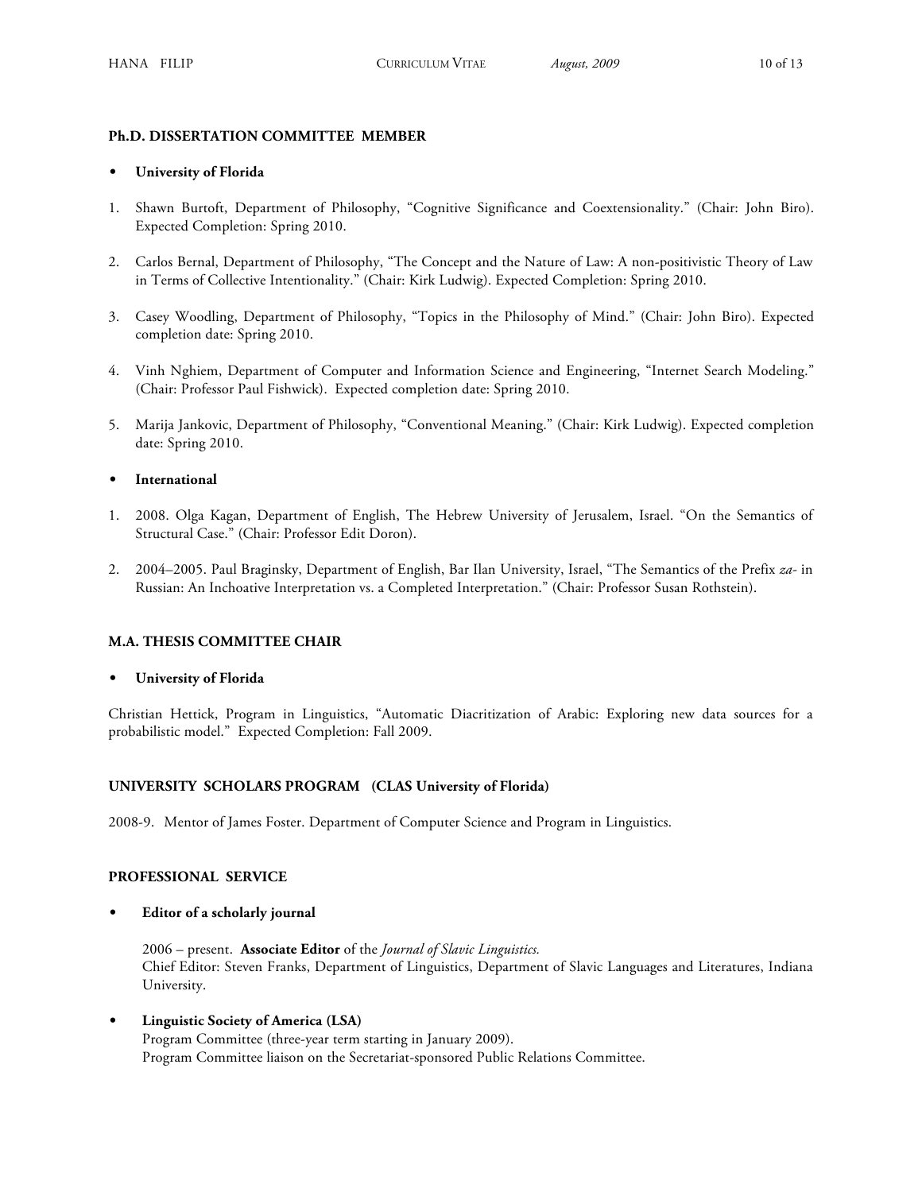**Ph.D. DISSERTATION COMMITTEE MEMBER**

- **University of Florida**

1. Shawn Burtoft, Department of Philosophy, "Cognitive Significance and Coextensionality." (Chair: John Biro). Expected Completion: Spring 2010.

2. Carlos Bernal, Department of Philosophy, "The Concept and the Nature of Law: A non-positivistic Theory of Law in Terms of Collective Intentionality." (Chair: Kirk Ludwig). Expected Completion: Spring 2010.

3. Casey Woodling, Department of Philosophy, "Topics in the Philosophy of Mind." (Chair: John Biro). Expected completion date: Spring 2010.

4. Vinh Nghiem, Department of Computer and Information Science and Engineering, "Internet Search Modeling." (Chair: Professor Paul Fishwick). Expected completion date: Spring 2010.

5. Marija Jankovic, Department of Philosophy, "Conventional Meaning." (Chair: Kirk Ludwig). Expected completion date: Spring 2010.

- **International**

1. 2008. Olga Kagan, Department of English, The Hebrew University of Jerusalem, Israel. "On the Semantics of Structural Case." (Chair: Professor Edit Doron).

2. 2004–2005. Paul Braginsky, Department of English, Bar Ilan University, Israel, "The Semantics of the Prefix *za-* in Russian: An Inchoative Interpretation vs. a Completed Interpretation." (Chair: Professor Susan Rothstein).

**M.A. THESIS COMMITTEE CHAIR**

- **University of Florida**

Christian Hettick, Program in Linguistics, "Automatic Diacritization of Arabic: Exploring new data sources for a probabilistic model." Expected Completion: Fall 2009.

**UNIVERSITY SCHOLARS PROGRAM (CLAS University of Florida)**

2008-9. Mentor of James Foster. Department of Computer Science and Program in Linguistics.

**PROFESSIONAL SERVICE**

- **Editor of a scholarly journal**

  2006 – present. **Associate Editor** of the *Journal of Slavic Linguistics.*
  Chief Editor: Steven Franks, Department of Linguistics, Department of Slavic Languages and Literatures, Indiana University.

- **Linguistic Society of America (LSA)**
  Program Committee (three-year term starting in January 2009).
  Program Committee liaison on the Secretariat-sponsored Public Relations Committee.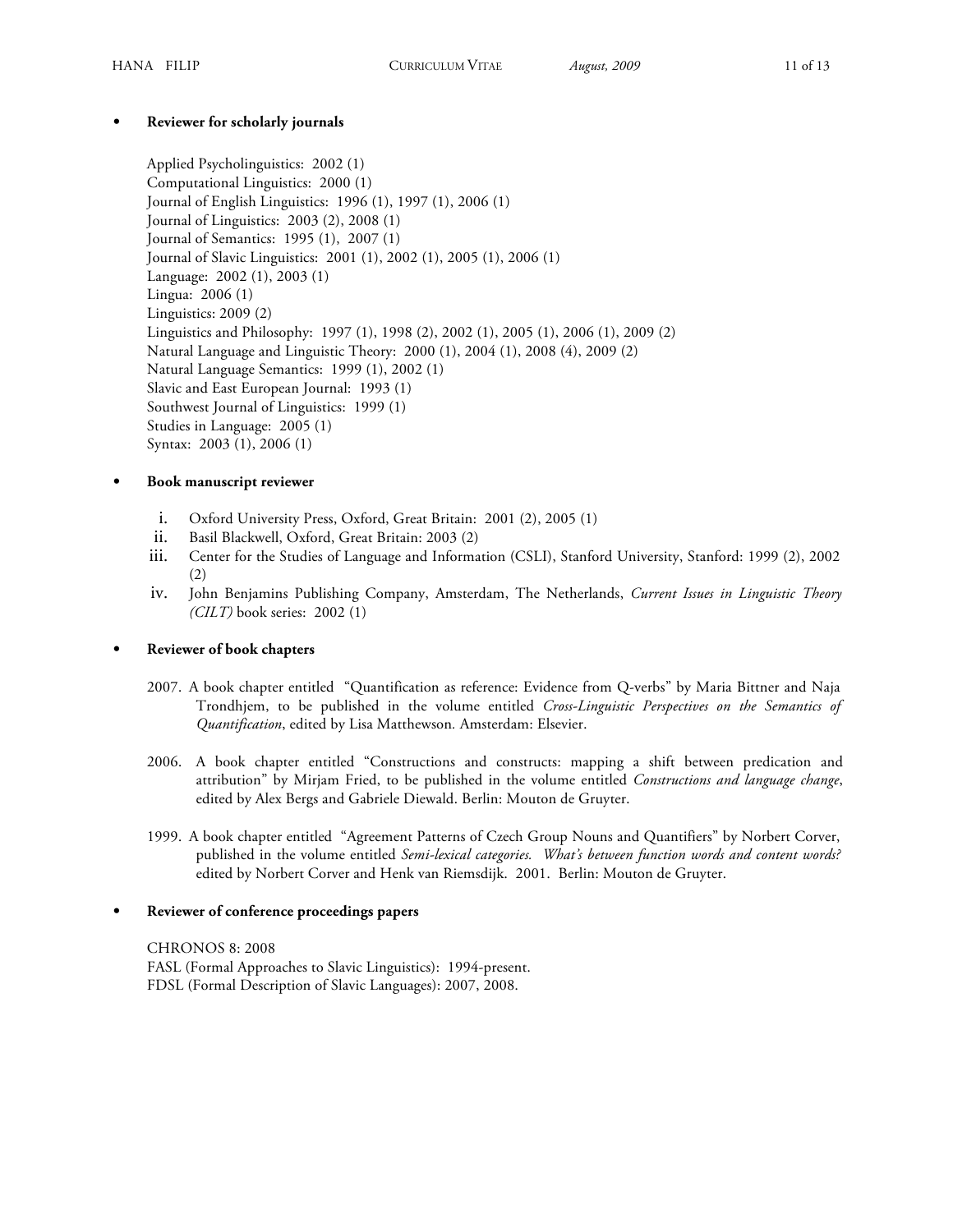- **Reviewer for scholarly journals**

  Applied Psycholinguistics: 2002 (1)
  Computational Linguistics: 2000 (1)
  Journal of English Linguistics: 1996 (1), 1997 (1), 2006 (1)
  Journal of Linguistics: 2003 (2), 2008 (1)
  Journal of Semantics: 1995 (1), 2007 (1)
  Journal of Slavic Linguistics: 2001 (1), 2002 (1), 2005 (1), 2006 (1)
  Language: 2002 (1), 2003 (1)
  Lingua: 2006 (1)
  Linguistics: 2009 (2)
  Linguistics and Philosophy: 1997 (1), 1998 (2), 2002 (1), 2005 (1), 2006 (1), 2009 (2)
  Natural Language and Linguistic Theory: 2000 (1), 2004 (1), 2008 (4), 2009 (2)
  Natural Language Semantics: 1999 (1), 2002 (1)
  Slavic and East European Journal: 1993 (1)
  Southwest Journal of Linguistics: 1999 (1)
  Studies in Language: 2005 (1)
  Syntax: 2003 (1), 2006 (1)

- **Book manuscript reviewer**

  i. Oxford University Press, Oxford, Great Britain: 2001 (2), 2005 (1)
  ii. Basil Blackwell, Oxford, Great Britain: 2003 (2)
  iii. Center for the Studies of Language and Information (CSLI), Stanford University, Stanford: 1999 (2), 2002 (2)
  iv. John Benjamins Publishing Company, Amsterdam, The Netherlands, *Current Issues in Linguistic Theory (CILT)* book series: 2002 (1)

- **Reviewer of book chapters**

  2007. A book chapter entitled "Quantification as reference: Evidence from Q-verbs" by Maria Bittner and Naja Trondhjem, to be published in the volume entitled *Cross-Linguistic Perspectives on the Semantics of Quantification*, edited by Lisa Matthewson. Amsterdam: Elsevier.

  2006. A book chapter entitled "Constructions and constructs: mapping a shift between predication and attribution" by Mirjam Fried, to be published in the volume entitled *Constructions and language change*, edited by Alex Bergs and Gabriele Diewald. Berlin: Mouton de Gruyter.

  1999. A book chapter entitled "Agreement Patterns of Czech Group Nouns and Quantifiers" by Norbert Corver, published in the volume entitled *Semi-lexical categories. What's between function words and content words?* edited by Norbert Corver and Henk van Riemsdijk. 2001. Berlin: Mouton de Gruyter.

- **Reviewer of conference proceedings papers**

  CHRONOS 8: 2008
  FASL (Formal Approaches to Slavic Linguistics): 1994-present.
  FDSL (Formal Description of Slavic Languages): 2007, 2008.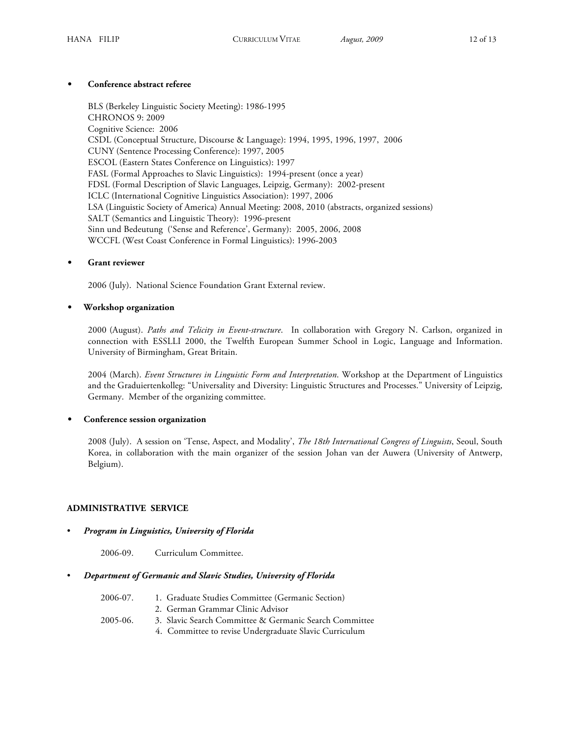- **Conference abstract referee**

  BLS (Berkeley Linguistic Society Meeting): 1986-1995
  CHRONOS 9: 2009
  Cognitive Science: 2006
  CSDL (Conceptual Structure, Discourse & Language): 1994, 1995, 1996, 1997, 2006
  CUNY (Sentence Processing Conference): 1997, 2005
  ESCOL (Eastern States Conference on Linguistics): 1997
  FASL (Formal Approaches to Slavic Linguistics): 1994-present (once a year)
  FDSL (Formal Description of Slavic Languages, Leipzig, Germany): 2002-present
  ICLC (International Cognitive Linguistics Association): 1997, 2006
  LSA (Linguistic Society of America) Annual Meeting: 2008, 2010 (abstracts, organized sessions)
  SALT (Semantics and Linguistic Theory): 1996-present
  Sinn und Bedeutung ('Sense and Reference', Germany): 2005, 2006, 2008
  WCCFL (West Coast Conference in Formal Linguistics): 1996-2003

- **Grant reviewer**

  2006 (July). National Science Foundation Grant External review.

- **Workshop organization**

  2000 (August). *Paths and Telicity in Event-structure*. In collaboration with Gregory N. Carlson, organized in connection with ESSLLI 2000, the Twelfth European Summer School in Logic, Language and Information. University of Birmingham, Great Britain.

  2004 (March). *Event Structures in Linguistic Form and Interpretation*. Workshop at the Department of Linguistics and the Graduiertenkolleg: "Universality and Diversity: Linguistic Structures and Processes." University of Leipzig, Germany. Member of the organizing committee.

- **Conference session organization**

  2008 (July). A session on 'Tense, Aspect, and Modality', *The 18th International Congress of Linguists*, Seoul, South Korea, in collaboration with the main organizer of the session Johan van der Auwera (University of Antwerp, Belgium).

## ADMINISTRATIVE SERVICE

- ***Program in Linguistics, University of Florida***

  2006-09. Curriculum Committee.

- ***Department of Germanic and Slavic Studies, University of Florida***

  2006-07.
  1. Graduate Studies Committee (Germanic Section)
  2. German Grammar Clinic Advisor

  2005-06.
  3. Slavic Search Committee & Germanic Search Committee
  4. Committee to revise Undergraduate Slavic Curriculum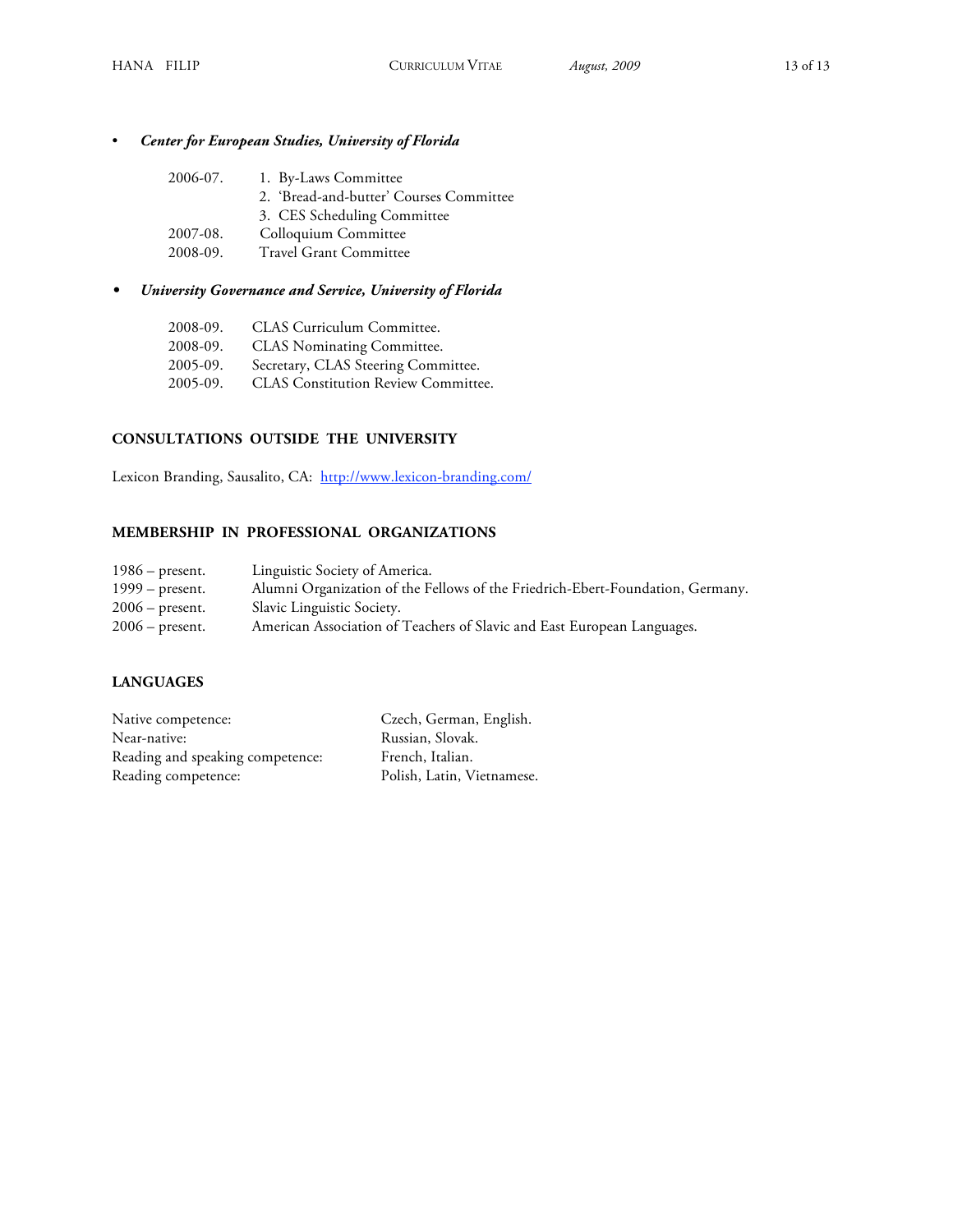- ***Center for European Studies, University of Florida***

| | |
|---|---|
| 2006-07. | 1. By-Laws Committee |
| | 2. 'Bread-and-butter' Courses Committee |
| | 3. CES Scheduling Committee |
| 2007-08. | Colloquium Committee |
| 2008-09. | Travel Grant Committee |

- ***University Governance and Service, University of Florida***

| | |
|---|---|
| 2008-09. | CLAS Curriculum Committee. |
| 2008-09. | CLAS Nominating Committee. |
| 2005-09. | Secretary, CLAS Steering Committee. |
| 2005-09. | CLAS Constitution Review Committee. |

## CONSULTATIONS OUTSIDE THE UNIVERSITY

Lexicon Branding, Sausalito, CA: [http://www.lexicon-branding.com/](http://www.lexicon-branding.com/)

## MEMBERSHIP IN PROFESSIONAL ORGANIZATIONS

| | |
|---|---|
| 1986 – present. | Linguistic Society of America. |
| 1999 – present. | Alumni Organization of the Fellows of the Friedrich-Ebert-Foundation, Germany. |
| 2006 – present. | Slavic Linguistic Society. |
| 2006 – present. | American Association of Teachers of Slavic and East European Languages. |

## LANGUAGES

| | |
|---|---|
| Native competence: | Czech, German, English. |
| Near-native: | Russian, Slovak. |
| Reading and speaking competence: | French, Italian. |
| Reading competence: | Polish, Latin, Vietnamese. |